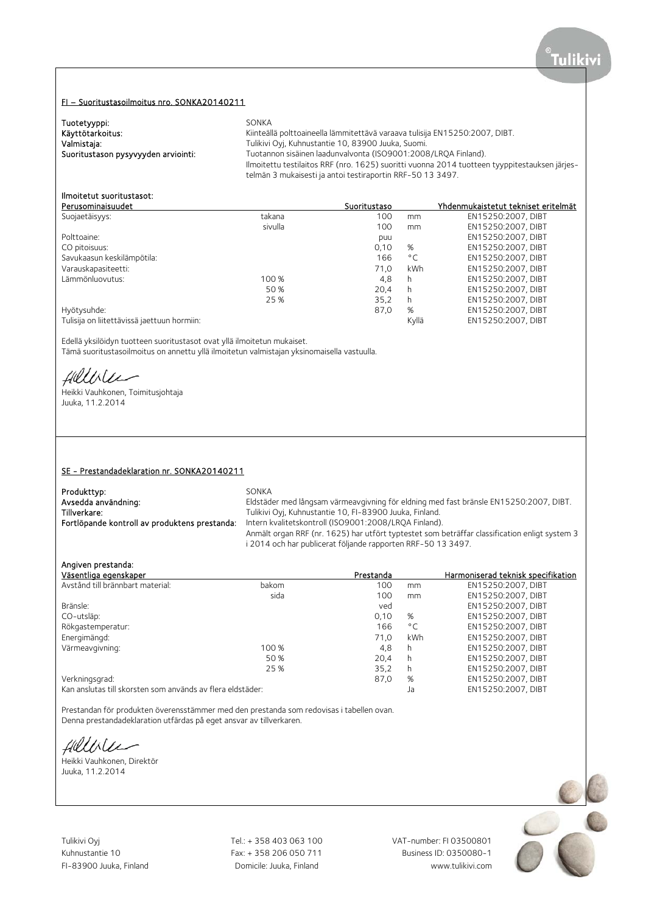## FI – Suoritustasoilmoitus nro. SONKA20140211

**Tuotetyyppi:** SONKA
**Käyttötarkoitus:** Kiinteällä polttoaineella lämmitettävä varaava tulisija EN15250:2007, DIBT.
**Valmistaja:** Tulikivi Oyj, Kuhnustantie 10, 83900 Juuka, Suomi.
**Suoritustason pysyvyyden arviointi:** Tuotannon sisäinen laadunvalvonta (ISO9001:2008/LRQA Finland).
Ilmoitettu testilaitos RRF (nro. 1625) suoritti vuonna 2014 tuotteen tyyppitestauksen järjestelmän 3 mukaisesti ja antoi testiraportin RRF-50 13 3497.

**Ilmoitetut suoritustasot:**

| Perusominaisuudet | | Suoritustaso | | Yhdenmukaistetut tekniset eritelmät |
|---|---|---|---|---|
| Suojaetäisyys: | takana | 100 | mm | EN15250:2007, DIBT |
| | sivulla | 100 | mm | EN15250:2007, DIBT |
| Polttoaine: | | puu | | EN15250:2007, DIBT |
| CO pitoisuus: | | 0,10 | % | EN15250:2007, DIBT |
| Savukaasun keskilämpötila: | | 166 | °C | EN15250:2007, DIBT |
| Varauskapasiteetti: | | 71,0 | kWh | EN15250:2007, DIBT |
| Lämmönluovutus: | 100 % | 4,8 | h | EN15250:2007, DIBT |
| | 50 % | 20,4 | h | EN15250:2007, DIBT |
| | 25 % | 35,2 | h | EN15250:2007, DIBT |
| Hyötysuhde: | | 87,0 | % | EN15250:2007, DIBT |
| Tulisija on liitettävissä jaettuun hormiin: | | | Kyllä | EN15250:2007, DIBT |

Edellä yksilöidyn tuotteen suoritustasot ovat yllä ilmoitetun mukaiset.
Tämä suoritustasoilmoitus on annettu yllä ilmoitetun valmistajan yksinomaisella vastuulla.

Heikki Vauhkonen, Toimitusjohtaja
Juuka, 11.2.2014

## SE - Prestandadeklaration nr. SONKA20140211

**Produkttyp:** SONKA
**Avsedda användning:** Eldstäder med långsam värmeavgivning för eldning med fast bränsle EN15250:2007, DIBT.
**Tillverkare:** Tulikivi Oyj, Kuhnustantie 10, FI-83900 Juuka, Finland.
**Fortlöpande kontroll av produktens prestanda:** Intern kvalitetskontroll (ISO9001:2008/LRQA Finland).
Anmält organ RRF (nr. 1625) har utfört typtestet som beträffar classification enligt system 3 i 2014 och har publicerat följande rapporten RRF-50 13 3497.

**Angiven prestanda:**

| Väsentliga egenskaper | | Prestanda | | Harmoniserad teknisk specifikation |
|---|---|---|---|---|
| Avstånd till brännbart material: | bakom | 100 | mm | EN15250:2007, DIBT |
| | sida | 100 | mm | EN15250:2007, DIBT |
| Bränsle: | | ved | | EN15250:2007, DIBT |
| CO-utsläp: | | 0,10 | % | EN15250:2007, DIBT |
| Rökgastemperatur: | | 166 | °C | EN15250:2007, DIBT |
| Energimängd: | | 71,0 | kWh | EN15250:2007, DIBT |
| Värmeavgivning: | 100 % | 4,8 | h | EN15250:2007, DIBT |
| | 50 % | 20,4 | h | EN15250:2007, DIBT |
| | 25 % | 35,2 | h | EN15250:2007, DIBT |
| Verkningsgrad: | | 87,0 | % | EN15250:2007, DIBT |
| Kan anslutas till skorsten som används av flera eldstäder: | | | Ja | EN15250:2007, DIBT |

Prestandan för produkten överensstämmer med den prestanda som redovisas i tabellen ovan.
Denna prestandadeklaration utfärdas på eget ansvar av tillverkaren.

Heikki Vauhkonen, Direktör
Juuka, 11.2.2014

Tulikivi Oyj
Kuhnustantie 10
FI-83900 Juuka, Finland

Tel.: + 358 403 063 100
Fax: + 358 206 050 711
Domicile: Juuka, Finland

VAT-number: FI 03500801
Business ID: 0350080-1
www.tulikivi.com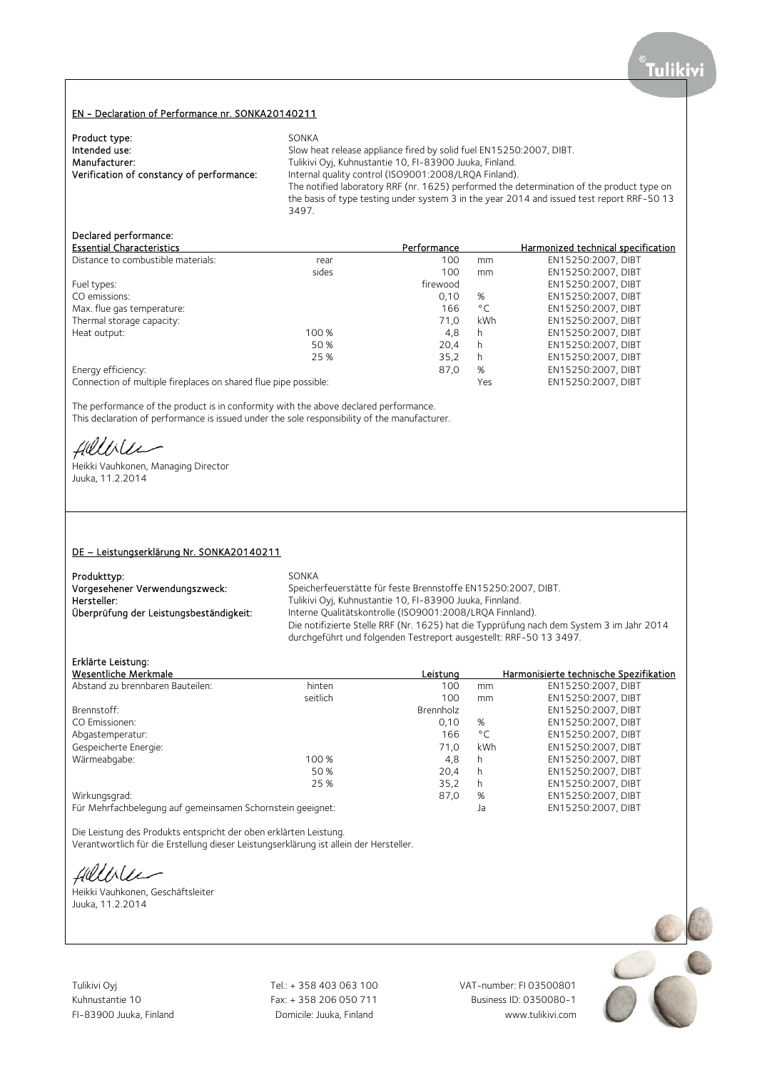## EN - Declaration of Performance nr. SONKA20140211

**Product type:** SONKA
**Intended use:** Slow heat release appliance fired by solid fuel EN15250:2007, DIBT.
**Manufacturer:** Tulikivi Oyj, Kuhnustantie 10, FI-83900 Juuka, Finland.
**Verification of constancy of performance:** Internal quality control (ISO9001:2008/LRQA Finland).
The notified laboratory RRF (nr. 1625) performed the determination of the product type on the basis of type testing under system 3 in the year 2014 and issued test report RRF-50 13 3497.

**Declared performance:**

| Essential Characteristics | | Performance | | Harmonized technical specification |
|---|---|---|---|---|
| Distance to combustible materials: | rear | 100 | mm | EN15250:2007, DIBT |
| | sides | 100 | mm | EN15250:2007, DIBT |
| Fuel types: | | firewood | | EN15250:2007, DIBT |
| CO emissions: | | 0,10 | % | EN15250:2007, DIBT |
| Max. flue gas temperature: | | 166 | °C | EN15250:2007, DIBT |
| Thermal storage capacity: | | 71,0 | kWh | EN15250:2007, DIBT |
| Heat output: | 100 % | 4,8 | h | EN15250:2007, DIBT |
| | 50 % | 20,4 | h | EN15250:2007, DIBT |
| | 25 % | 35,2 | h | EN15250:2007, DIBT |
| Energy efficiency: | | 87,0 | % | EN15250:2007, DIBT |
| Connection of multiple fireplaces on shared flue pipe possible: | | | Yes | EN15250:2007, DIBT |

The performance of the product is in conformity with the above declared performance.
This declaration of performance is issued under the sole responsibility of the manufacturer.

Heikki Vauhkonen, Managing Director
Juuka, 11.2.2014

## DE – Leistungserklärung Nr. SONKA20140211

**Produkttyp:** SONKA
**Vorgesehener Verwendungszweck:** Speicherfeuerstätte für feste Brennstoffe EN15250:2007, DIBT.
**Hersteller:** Tulikivi Oyj, Kuhnustantie 10, FI-83900 Juuka, Finnland.
**Überprüfung der Leistungsbeständigkeit:** Interne Qualitätskontrolle (ISO9001:2008/LRQA Finnland).
Die notifizierte Stelle RRF (Nr. 1625) hat die Typprüfung nach dem System 3 im Jahr 2014 durchgeführt und folgenden Testreport ausgestellt: RRF-50 13 3497.

**Erklärte Leistung:**

| Wesentliche Merkmale | | Leistung | | Harmonisierte technische Spezifikation |
|---|---|---|---|---|
| Abstand zu brennbaren Bauteilen: | hinten | 100 | mm | EN15250:2007, DIBT |
| | seitlich | 100 | mm | EN15250:2007, DIBT |
| Brennstoff: | | Brennholz | | EN15250:2007, DIBT |
| CO Emissionen: | | 0,10 | % | EN15250:2007, DIBT |
| Abgastemperatur: | | 166 | °C | EN15250:2007, DIBT |
| Gespeicherte Energie: | | 71,0 | kWh | EN15250:2007, DIBT |
| Wärmeabgabe: | 100 % | 4,8 | h | EN15250:2007, DIBT |
| | 50 % | 20,4 | h | EN15250:2007, DIBT |
| | 25 % | 35,2 | h | EN15250:2007, DIBT |
| Wirkungsgrad: | | 87,0 | % | EN15250:2007, DIBT |
| Für Mehrfachbelegung auf gemeinsamen Schornstein geeignet: | | | Ja | EN15250:2007, DIBT |

Die Leistung des Produkts entspricht der oben erklärten Leistung.
Verantwortlich für die Erstellung dieser Leistungserklärung ist allein der Hersteller.

Heikki Vauhkonen, Geschäftsleiter
Juuka, 11.2.2014

Tulikivi Oyj
Kuhnustantie 10
FI-83900 Juuka, Finland

Tel.: + 358 403 063 100
Fax: + 358 206 050 711
Domicile: Juuka, Finland

VAT-number: FI 03500801
Business ID: 0350080-1
www.tulikivi.com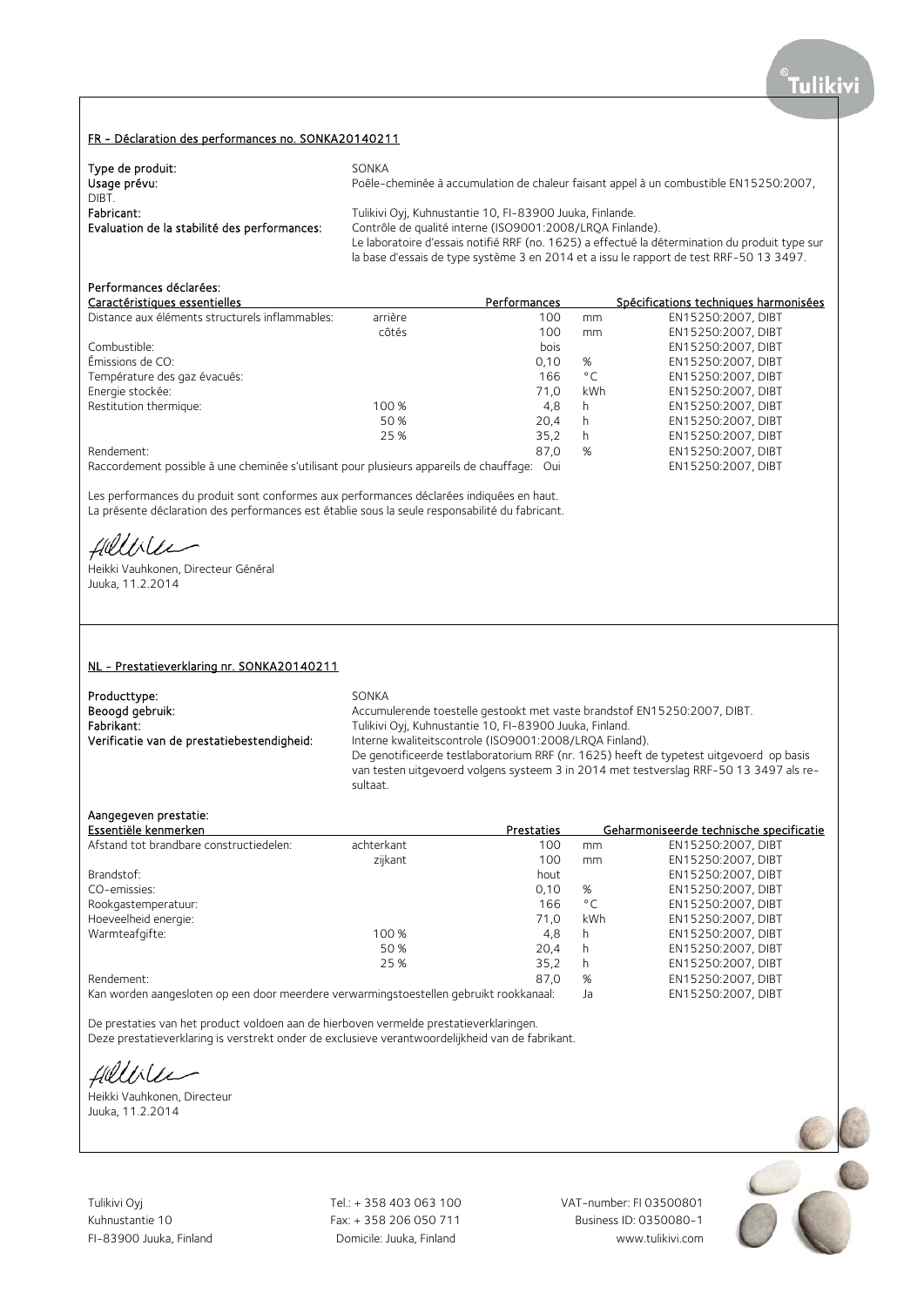## FR - Déclaration des performances no. SONKA20140211

**Type de produit:** SONKA

**Usage prévu:** Poêle-cheminée à accumulation de chaleur faisant appel à un combustible EN15250:2007, DIBT.

**Fabricant:** Tulikivi Oyj, Kuhnustantie 10, FI-83900 Juuka, Finlande.

**Evaluation de la stabilité des performances:** Contrôle de qualité interne (ISO9001:2008/LRQA Finlande). Le laboratoire d'essais notifié RRF (no. 1625) a effectué la détermination du produit type sur la base d'essais de type système 3 en 2014 et a issu le rapport de test RRF-50 13 3497.

**Performances déclarées:**

| Caractéristiques essentielles | | Performances | | Spécifications techniques harmonisées |
|---|---|---|---|---|
| Distance aux éléments structurels inflammables: | arrière | 100 | mm | EN15250:2007, DIBT |
| | côtés | 100 | mm | EN15250:2007, DIBT |
| Combustible: | | bois | | EN15250:2007, DIBT |
| Émissions de CO: | | 0,10 | % | EN15250:2007, DIBT |
| Température des gaz évacués: | | 166 | °C | EN15250:2007, DIBT |
| Energie stockée: | | 71,0 | kWh | EN15250:2007, DIBT |
| Restitution thermique: | 100 % | 4,8 | h | EN15250:2007, DIBT |
| | 50 % | 20,4 | h | EN15250:2007, DIBT |
| | 25 % | 35,2 | h | EN15250:2007, DIBT |
| Rendement: | | 87,0 | % | EN15250:2007, DIBT |
| Raccordement possible à une cheminée s'utilisant pour plusieurs appareils de chauffage: | | | Oui | EN15250:2007, DIBT |

Les performances du produit sont conformes aux performances déclarées indiquées en haut.
La présente déclaration des performances est établie sous la seule responsabilité du fabricant.

Heikki Vauhkonen, Directeur Général
Juuka, 11.2.2014

## NL - Prestatieverklaring nr. SONKA20140211

**Producttype:** SONKA

**Beoogd gebruik:** Accumulerende toestelle gestookt met vaste brandstof EN15250:2007, DIBT.

**Fabrikant:** Tulikivi Oyj, Kuhnustantie 10, FI-83900 Juuka, Finland.

**Verificatie van de prestatiebestendigheid:** Interne kwaliteitscontrole (ISO9001:2008/LRQA Finland). De genotificeerde testlaboratorium RRF (nr. 1625) heeft de typetest uitgevoerd op basis van testen uitgevoerd volgens systeem 3 in 2014 met testverslag RRF-50 13 3497 als resultaat.

**Aangegeven prestatie:**

| Essentiële kenmerken | | Prestaties | | Geharmoniseerde technische specificatie |
|---|---|---|---|---|
| Afstand tot brandbare constructiedelen: | achterkant | 100 | mm | EN15250:2007, DIBT |
| | zijkant | 100 | mm | EN15250:2007, DIBT |
| Brandstof: | | hout | | EN15250:2007, DIBT |
| CO-emissies: | | 0,10 | % | EN15250:2007, DIBT |
| Rookgastemperatuur: | | 166 | °C | EN15250:2007, DIBT |
| Hoeveelheid energie: | | 71,0 | kWh | EN15250:2007, DIBT |
| Warmteafgifte: | 100 % | 4,8 | h | EN15250:2007, DIBT |
| | 50 % | 20,4 | h | EN15250:2007, DIBT |
| | 25 % | 35,2 | h | EN15250:2007, DIBT |
| Rendement: | | 87,0 | % | EN15250:2007, DIBT |
| Kan worden aangesloten op een door meerdere verwarmingstoestellen gebruikt rookkanaal: | | | Ja | EN15250:2007, DIBT |

De prestaties van het product voldoen aan de hierboven vermelde prestatieverklaringen.
Deze prestatieverklaring is verstrekt onder de exclusieve verantwoordelijkheid van de fabrikant.

Heikki Vauhkonen, Directeur
Juuka, 11.2.2014

Tulikivi Oyj
Kuhnustantie 10
FI-83900 Juuka, Finland

Tel.: + 358 403 063 100
Fax: + 358 206 050 711
Domicile: Juuka, Finland

VAT-number: FI 03500801
Business ID: 0350080-1
www.tulikivi.com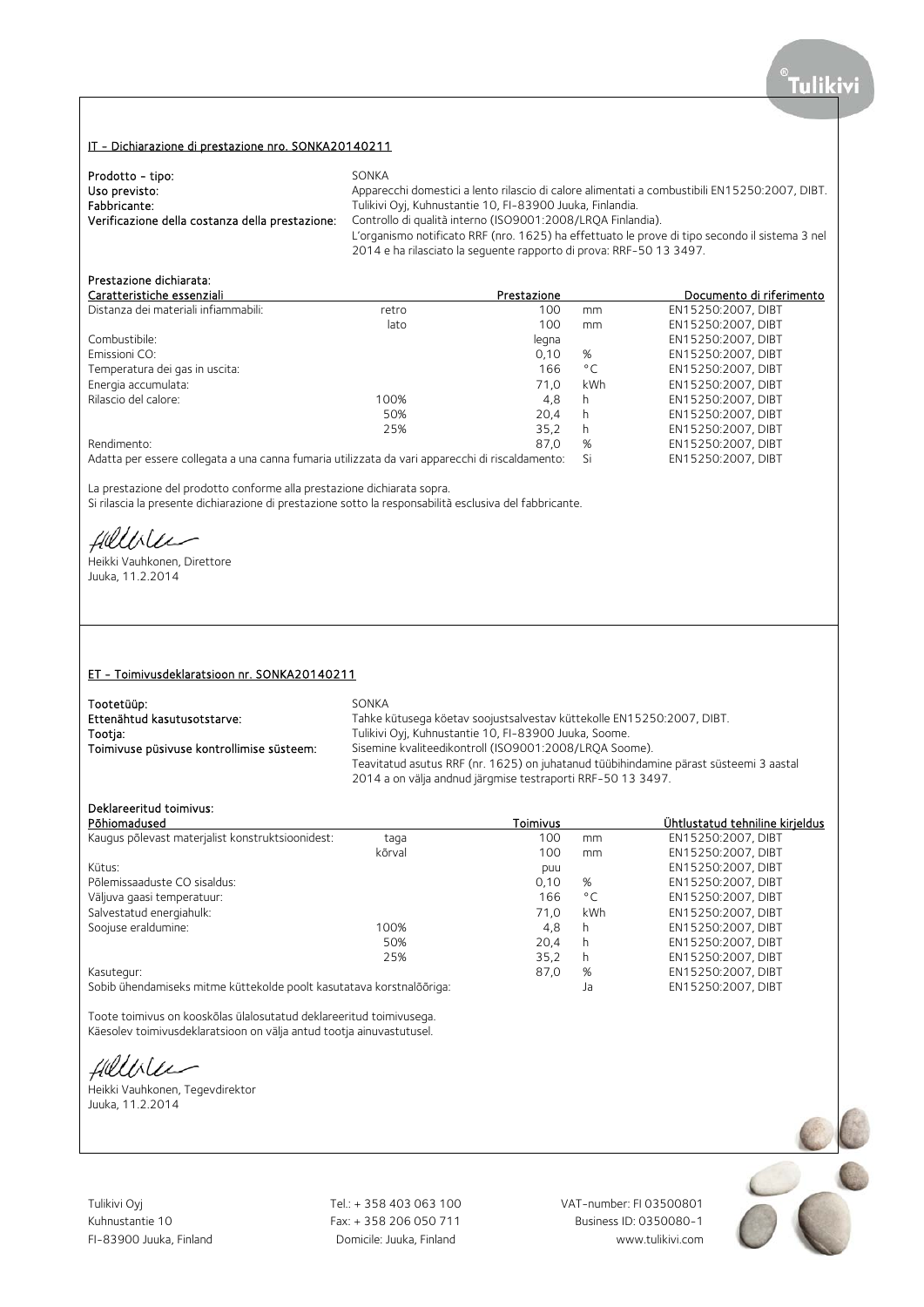## IT - Dichiarazione di prestazione nro. SONKA20140211

**Prodotto - tipo:** SONKA
**Uso previsto:** Apparecchi domestici a lento rilascio di calore alimentati a combustibili EN15250:2007, DIBT.
**Fabbricante:** Tulikivi Oyj, Kuhnustantie 10, FI-83900 Juuka, Finlandia.
**Verificazione della costanza della prestazione:** Controllo di qualità interno (ISO9001:2008/LRQA Finlandia).
L'organismo notificato RRF (nro. 1625) ha effettuato le prove di tipo secondo il sistema 3 nel 2014 e ha rilasciato la seguente rapporto di prova: RRF-50 13 3497.

**Prestazione dichiarata:**

| Caratteristiche essenziali | | Prestazione | | Documento di riferimento |
|---|---|---|---|---|
| Distanza dei materiali infiammabili: | retro | 100 | mm | EN15250:2007, DIBT |
| | lato | 100 | mm | EN15250:2007, DIBT |
| Combustibile: | | legna | | EN15250:2007, DIBT |
| Emissioni CO: | | 0,10 | % | EN15250:2007, DIBT |
| Temperatura dei gas in uscita: | | 166 | °C | EN15250:2007, DIBT |
| Energia accumulata: | | 71,0 | kWh | EN15250:2007, DIBT |
| Rilascio del calore: | 100% | 4,8 | h | EN15250:2007, DIBT |
| | 50% | 20,4 | h | EN15250:2007, DIBT |
| | 25% | 35,2 | h | EN15250:2007, DIBT |
| Rendimento: | | 87,0 | % | EN15250:2007, DIBT |
| Adatta per essere collegata a una canna fumaria utilizzata da vari apparecchi di riscaldamento: | | | Si | EN15250:2007, DIBT |

La prestazione del prodotto conforme alla prestazione dichiarata sopra.
Si rilascia la presente dichiarazione di prestazione sotto la responsabilità esclusiva del fabbricante.

Heikki Vauhkonen, Direttore
Juuka, 11.2.2014

## ET - Toimivusdeklaratsioon nr. SONKA20140211

**Tootetüüp:** SONKA
**Ettenähtud kasutusotstarve:** Tahke kütusega köetav soojustsalvestav küttekolle EN15250:2007, DIBT.
**Tootja:** Tulikivi Oyj, Kuhnustantie 10, FI-83900 Juuka, Soome.
**Toimivuse püsivuse kontrollimise süsteem:** Sisemine kvaliteedikontroll (ISO9001:2008/LRQA Soome).
Teavitatud asutus RRF (nr. 1625) on juhatanud tüübihindamine pärast süsteemi 3 aastal 2014 a on välja andnud järgmise testraporti RRF-50 13 3497.

**Deklareeritud toimivus:**

| Põhiomadused | | Toimivus | | Ühtlustatud tehniline kirjeldus |
|---|---|---|---|---|
| Kaugus põlevast materjalist konstruktsioonidest: | taga | 100 | mm | EN15250:2007, DIBT |
| | kõrval | 100 | mm | EN15250:2007, DIBT |
| Kütus: | | puu | | EN15250:2007, DIBT |
| Põlemissaaduste CO sisaldus: | | 0,10 | % | EN15250:2007, DIBT |
| Väljuva gaasi temperatuur: | | 166 | °C | EN15250:2007, DIBT |
| Salvestatud energiahulk: | | 71,0 | kWh | EN15250:2007, DIBT |
| Soojuse eraldumine: | 100% | 4,8 | h | EN15250:2007, DIBT |
| | 50% | 20,4 | h | EN15250:2007, DIBT |
| | 25% | 35,2 | h | EN15250:2007, DIBT |
| Kasutegur: | | 87,0 | % | EN15250:2007, DIBT |
| Sobib ühendamiseks mitme küttekolde poolt kasutatava korstnalõõriga: | | | Ja | EN15250:2007, DIBT |

Toote toimivus on kooskõlas ülalosutatud deklareeritud toimivusega.
Käesolev toimivusdeklaratsioon on välja antud tootja ainuvastutusel.

Heikki Vauhkonen, Tegevdirektor
Juuka, 11.2.2014

Tulikivi Oyj
Kuhnustantie 10
FI-83900 Juuka, Finland

Tel.: + 358 403 063 100
Fax: + 358 206 050 711
Domicile: Juuka, Finland

VAT-number: FI 03500801
Business ID: 0350080-1
www.tulikivi.com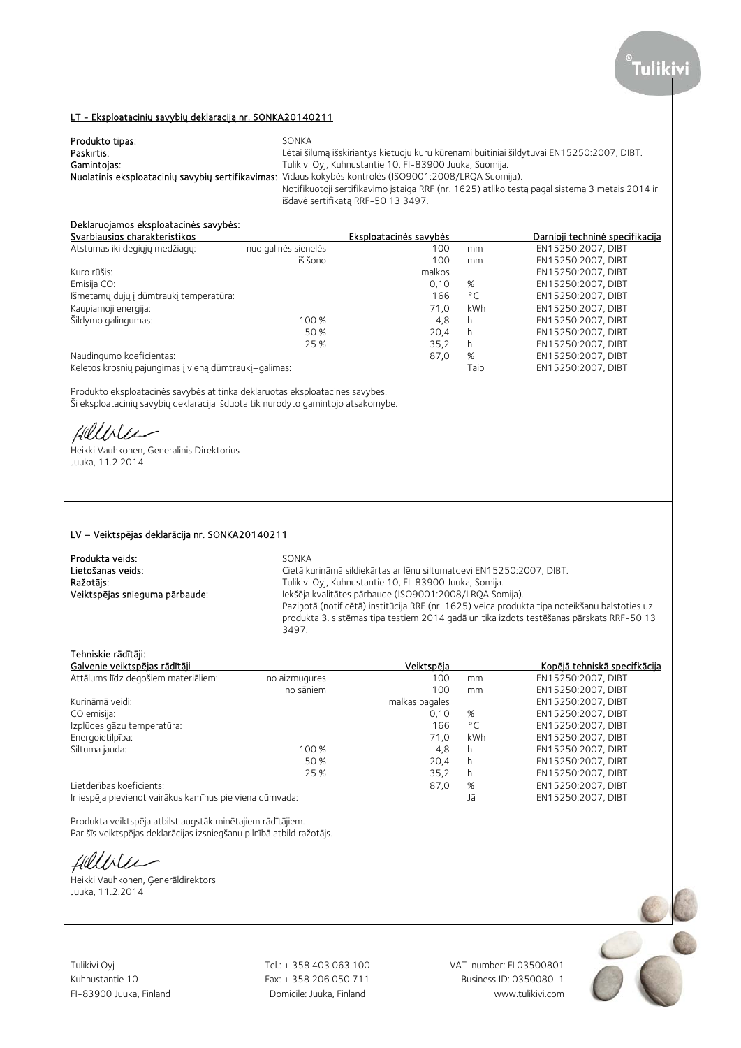## LT - Eksploatacinių savybių deklaraciją nr. SONKA20140211

**Produkto tipas:** SONKA
**Paskirtis:** Lėtai šilumą išskiriantys kietuoju kuru kūrenami buitiniai šildytuvai EN15250:2007, DIBT.
**Gamintojas:** Tulikivi Oyj, Kuhnustantie 10, FI-83900 Juuka, Suomija.
**Nuolatinis eksploatacinių savybių sertifikavimas:** Vidaus kokybės kontrolės (ISO9001:2008/LRQA Suomija).
Notifikuotoji sertifikavimo įstaiga RRF (nr. 1625) atliko testą pagal sistemą 3 metais 2014 ir išdavė sertifikatą RRF-50 13 3497.

**Deklaruojamos eksploatacinės savybės:**

| Svarbiausios charakteristikos | | Eksploatacinės savybės | | Darnioji techninė specifikacija |
|---|---|---|---|---|
| Atstumas iki degiųjų medžiagų: | nuo galinės sienelės | 100 | mm | EN15250:2007, DIBT |
| | iš šono | 100 | mm | EN15250:2007, DIBT |
| Kuro rūšis: | | malkos | | EN15250:2007, DIBT |
| Emisija CO: | | 0,10 | % | EN15250:2007, DIBT |
| Išmetamų dujų į dūmtraukį temperatūra: | | 166 | °C | EN15250:2007, DIBT |
| Kaupiamoji energija: | | 71,0 | kWh | EN15250:2007, DIBT |
| Šildymo galingumas: | 100 % | 4,8 | h | EN15250:2007, DIBT |
| | 50 % | 20,4 | h | EN15250:2007, DIBT |
| | 25 % | 35,2 | h | EN15250:2007, DIBT |
| Naudingumo koeficientas: | | 87,0 | % | EN15250:2007, DIBT |
| Keletos krosnių pajungimas į vieną dūmtraukį–galimas: | | | Taip | EN15250:2007, DIBT |

Produkto eksploatacinės savybės atitinka deklaruotas eksploatacines savybes.
Ši eksploatacinių savybių deklaracija išduota tik nurodyto gamintojo atsakomybe.

Heikki Vauhkonen, Generalinis Direktorius
Juuka, 11.2.2014

## LV – Veiktspējas deklarācija nr. SONKA20140211

**Produkta veids:** SONKA
**Lietošanas veids:** Cietā kurināmā sildiekārtas ar lēnu siltumatdevi EN15250:2007, DIBT.
**Ražotājs:** Tulikivi Oyj, Kuhnustantie 10, FI-83900 Juuka, Somija.
**Veiktspējas snieguma pārbaude:** Iekšēja kvalitātes pārbaude (ISO9001:2008/LRQA Somija).
Paziņotā (notificētā) institūcija RRF (nr. 1625) veica produkta tipa noteikšanu balstoties uz produkta 3. sistēmas tipa testiem 2014 gadā un tika izdots testēšanas pārskats RRF-50 13 3497.

**Tehniskie rādītāji:**

| Galvenie veiktspējas rādītāji | | Veiktspēja | | Kopējā tehniskā specifkācija |
|---|---|---|---|---|
| Attālums līdz degošiem materiāliem: | no aizmugures | 100 | mm | EN15250:2007, DIBT |
| | no sāniem | 100 | mm | EN15250:2007, DIBT |
| Kurināmā veidi: | | malkas pagales | | EN15250:2007, DIBT |
| CO emisija: | | 0,10 | % | EN15250:2007, DIBT |
| Izplūdes gāzu temperatūra: | | 166 | °C | EN15250:2007, DIBT |
| Energoietilpība: | | 71,0 | kWh | EN15250:2007, DIBT |
| Siltuma jauda: | 100 % | 4,8 | h | EN15250:2007, DIBT |
| | 50 % | 20,4 | h | EN15250:2007, DIBT |
| | 25 % | 35,2 | h | EN15250:2007, DIBT |
| Lietderības koeficients: | | 87,0 | % | EN15250:2007, DIBT |
| Ir iespēja pievienot vairākus kamīnus pie viena dūmvada: | | | Jā | EN15250:2007, DIBT |

Produkta veiktspēja atbilst augstāk minētajiem rādītājiem.
Par šīs veiktspējas deklarācijas izsniegšanu pilnībā atbild ražotājs.

Heikki Vauhkonen, Ģenerāldirektors
Juuka, 11.2.2014

Tulikivi Oyj
Kuhnustantie 10
FI-83900 Juuka, Finland

Tel.: + 358 403 063 100
Fax: + 358 206 050 711
Domicile: Juuka, Finland

VAT-number: FI 03500801
Business ID: 0350080-1
www.tulikivi.com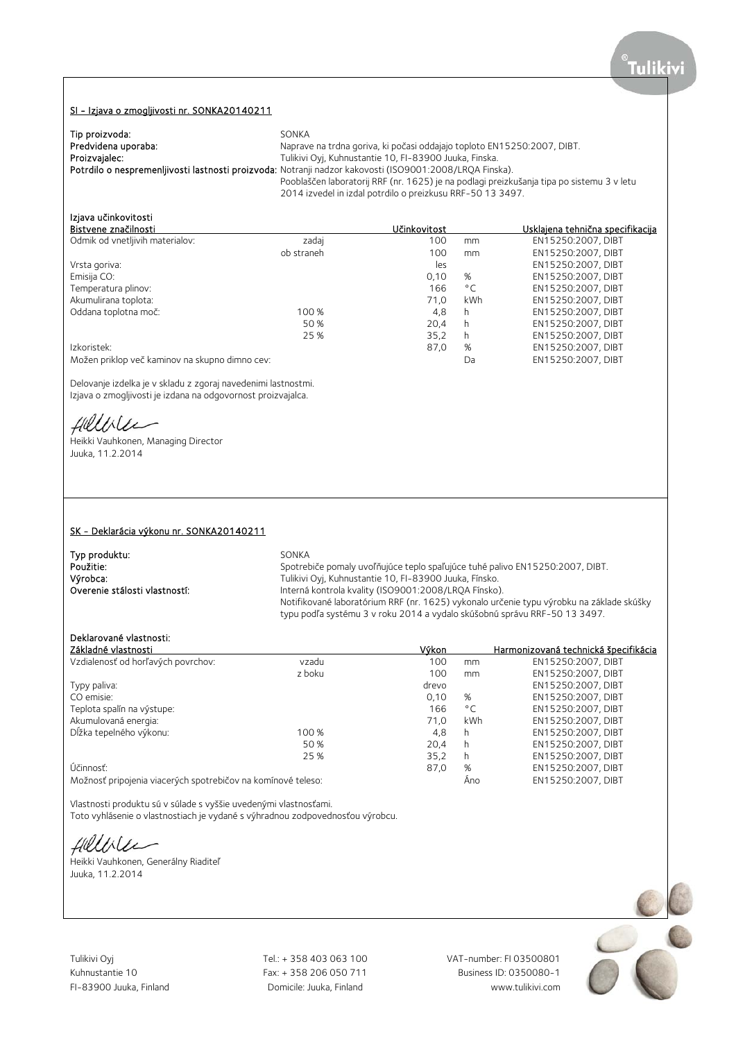## SI - Izjava o zmogljivosti nr. SONKA20140211

**Tip proizvoda:** SONKA
**Predvidena uporaba:** Naprave na trdna goriva, ki počasi oddajajo toploto EN15250:2007, DIBT.
**Proizvajalec:** Tulikivi Oyj, Kuhnustantie 10, FI-83900 Juuka, Finska.
**Potrdilo o nespremenljivosti lastnosti proizvoda:** Notranji nadzor kakovosti (ISO9001:2008/LRQA Finska).
Pooblaščen laboratorij RRF (nr. 1625) je na podlagi preizkušanja tipa po sistemu 3 v letu 2014 izvedel in izdal potrdilo o preizkusu RRF-50 13 3497.

Izjava učinkovitosti

| Bistvene značilnosti | | Učinkovitost | | Usklajena tehnična specifikacija |
|---|---|---|---|---|
| Odmik od vnetljivih materialov: | zadaj | 100 | mm | EN15250:2007, DIBT |
| | ob straneh | 100 | mm | EN15250:2007, DIBT |
| Vrsta goriva: | | les | | EN15250:2007, DIBT |
| Emisija CO: | | 0,10 | % | EN15250:2007, DIBT |
| Temperatura plinov: | | 166 | °C | EN15250:2007, DIBT |
| Akumulirana toplota: | | 71,0 | kWh | EN15250:2007, DIBT |
| Oddana toplotna moč: | 100 % | 4,8 | h | EN15250:2007, DIBT |
| | 50 % | 20,4 | h | EN15250:2007, DIBT |
| | 25 % | 35,2 | h | EN15250:2007, DIBT |
| Izkoristek: | | 87,0 | % | EN15250:2007, DIBT |
| Možen priklop več kaminov na skupno dimno cev: | | | Da | EN15250:2007, DIBT |

Delovanje izdelka je v skladu z zgoraj navedenimi lastnostmi.
Izjava o zmogljivosti je izdana na odgovornost proizvajalca.

Heikki Vauhkonen, Managing Director
Juuka, 11.2.2014

## SK - Deklarácia výkonu nr. SONKA20140211

**Typ produktu:** SONKA
**Použitie:** Spotrebiče pomaly uvoľňujúce teplo spaľujúce tuhé palivo EN15250:2007, DIBT.
**Výrobca:** Tulikivi Oyj, Kuhnustantie 10, FI-83900 Juuka, Fínsko.
**Overenie stálosti vlastností:** Interná kontrola kvality (ISO9001:2008/LRQA Fínsko).
Notifikované laboratórium RRF (nr. 1625) vykonalo určenie typu výrobku na základe skúšky typu podľa systému 3 v roku 2014 a vydalo skúšobnú správu RRF-50 13 3497.

Deklarované vlastnosti:

| Základné vlastnosti | | Výkon | | Harmonizovaná technická špecifikácia |
|---|---|---|---|---|
| Vzdialenosť od horľavých povrchov: | vzadu | 100 | mm | EN15250:2007, DIBT |
| | z boku | 100 | mm | EN15250:2007, DIBT |
| Typy paliva: | | drevo | | EN15250:2007, DIBT |
| CO emisie: | | 0,10 | % | EN15250:2007, DIBT |
| Teplota spalín na výstupe: | | 166 | °C | EN15250:2007, DIBT |
| Akumulovaná energia: | | 71,0 | kWh | EN15250:2007, DIBT |
| Dĺžka tepelného výkonu: | 100 % | 4,8 | h | EN15250:2007, DIBT |
| | 50 % | 20,4 | h | EN15250:2007, DIBT |
| | 25 % | 35,2 | h | EN15250:2007, DIBT |
| Účinnosť: | | 87,0 | % | EN15250:2007, DIBT |
| Možnosť pripojenia viacerých spotrebičov na komínové teleso: | | | Áno | EN15250:2007, DIBT |

Vlastnosti produktu sú v súlade s vyššie uvedenými vlastnosťami.
Toto vyhlásenie o vlastnostiach je vydané s výhradnou zodpovednosťou výrobcu.

Heikki Vauhkonen, Generálny Riaditeľ
Juuka, 11.2.2014

Tulikivi Oyj
Kuhnustantie 10
FI-83900 Juuka, Finland

Tel.: + 358 403 063 100
Fax: + 358 206 050 711
Domicile: Juuka, Finland

VAT-number: FI 03500801
Business ID: 0350080-1
www.tulikivi.com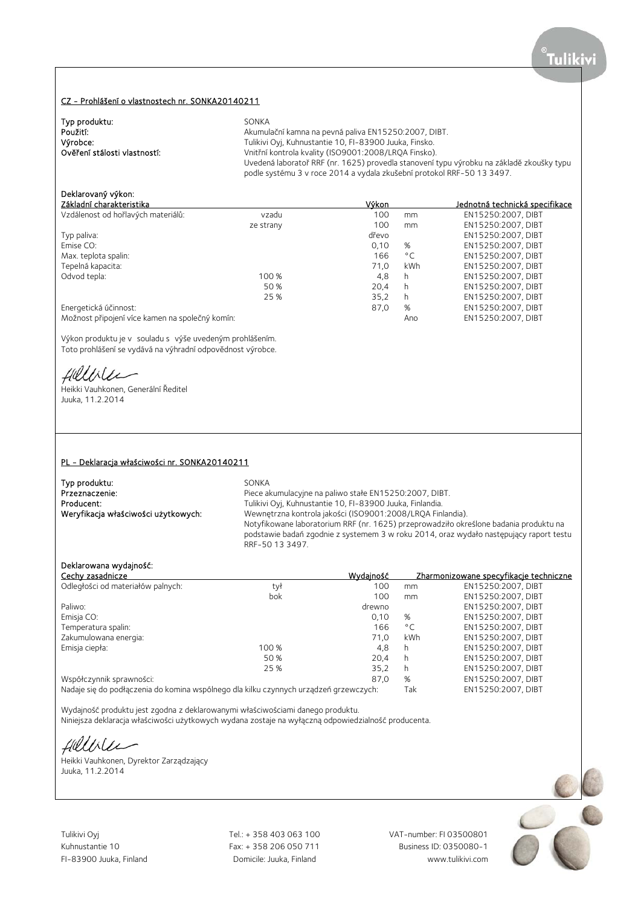## CZ - Prohlášení o vlastnostech nr. SONKA20140211

| | |
|---|---|
| **Typ produktu:** | SONKA |
| **Použití:** | Akumulační kamna na pevná paliva EN15250:2007, DIBT. |
| **Výrobce:** | Tulikivi Oyj, Kuhnustantie 10, FI-83900 Juuka, Finsko. |
| **Ověření stálosti vlastností:** | Vnitřní kontrola kvality (ISO9001:2008/LRQA Finsko). Uvedená laboratoř RRF (nr. 1625) provedla stanovení typu výrobku na základě zkoušky typu podle systému 3 v roce 2014 a vydala zkušební protokol RRF-50 13 3497. |

**Deklarovaný výkon:**

| Základní charakteristika | | Výkon | | Jednotná technická specifikace |
|---|---|---|---|---|
| Vzdálenost od hořlavých materiálů: | vzadu | 100 | mm | EN15250:2007, DIBT |
| | ze strany | 100 | mm | EN15250:2007, DIBT |
| Typ paliva: | | dřevo | | EN15250:2007, DIBT |
| Emise CO: | | 0,10 | % | EN15250:2007, DIBT |
| Max. teplota spalin: | | 166 | °C | EN15250:2007, DIBT |
| Tepelná kapacita: | | 71,0 | kWh | EN15250:2007, DIBT |
| Odvod tepla: | 100 % | 4,8 | h | EN15250:2007, DIBT |
| | 50 % | 20,4 | h | EN15250:2007, DIBT |
| | 25 % | 35,2 | h | EN15250:2007, DIBT |
| Energetická účinnost: | | 87,0 | % | EN15250:2007, DIBT |
| Možnost připojení více kamen na společný komín: | | | Ano | EN15250:2007, DIBT |

Výkon produktu je v souladu s výše uvedeným prohlášením.
Toto prohlášení se vydává na výhradní odpovědnost výrobce.

Heikki Vauhkonen, Generální Ředitel
Juuka, 11.2.2014

## PL - Deklaracja właściwości nr. SONKA20140211

| | |
|---|---|
| **Typ produktu:** | SONKA |
| **Przeznaczenie:** | Piece akumulacyjne na paliwo stałe EN15250:2007, DIBT. |
| **Producent:** | Tulikivi Oyj, Kuhnustantie 10, FI-83900 Juuka, Finlandia. |
| **Weryfikacja właściwości użytkowych:** | Wewnętrzna kontrola jakości (ISO9001:2008/LRQA Finlandia). Notyfikowane laboratorium RRF (nr. 1625) przeprowadziło określone badania produktu na podstawie badań zgodnie z systemem 3 w roku 2014, oraz wydało następujący raport testu RRF-50 13 3497. |

**Deklarowana wydajność:**

| Cechy zasadnicze | | Wydajność | | Zharmonizowane specyfikacje techniczne |
|---|---|---|---|---|
| Odległości od materiałów palnych: | tył | 100 | mm | EN15250:2007, DIBT |
| | bok | 100 | mm | EN15250:2007, DIBT |
| Paliwo: | | drewno | | EN15250:2007, DIBT |
| Emisja CO: | | 0,10 | % | EN15250:2007, DIBT |
| Temperatura spalin: | | 166 | °C | EN15250:2007, DIBT |
| Zakumulowana energia: | | 71,0 | kWh | EN15250:2007, DIBT |
| Emisja ciepła: | 100 % | 4,8 | h | EN15250:2007, DIBT |
| | 50 % | 20,4 | h | EN15250:2007, DIBT |
| | 25 % | 35,2 | h | EN15250:2007, DIBT |
| Współczynnik sprawności: | | 87,0 | % | EN15250:2007, DIBT |
| Nadaje się do podłączenia do komina wspólnego dla kilku czynnych urządzeń grzewczych: | | | Tak | EN15250:2007, DIBT |

Wydajność produktu jest zgodna z deklarowanymi właściwościami danego produktu.
Niniejsza deklaracja właściwości użytkowych wydana zostaje na wyłączną odpowiedzialność producenta.

Heikki Vauhkonen, Dyrektor Zarządzający
Juuka, 11.2.2014

Tulikivi Oyj
Kuhnustantie 10
FI-83900 Juuka, Finland

Tel.: + 358 403 063 100
Fax: + 358 206 050 711
Domicile: Juuka, Finland

VAT-number: FI 03500801
Business ID: 0350080-1
www.tulikivi.com